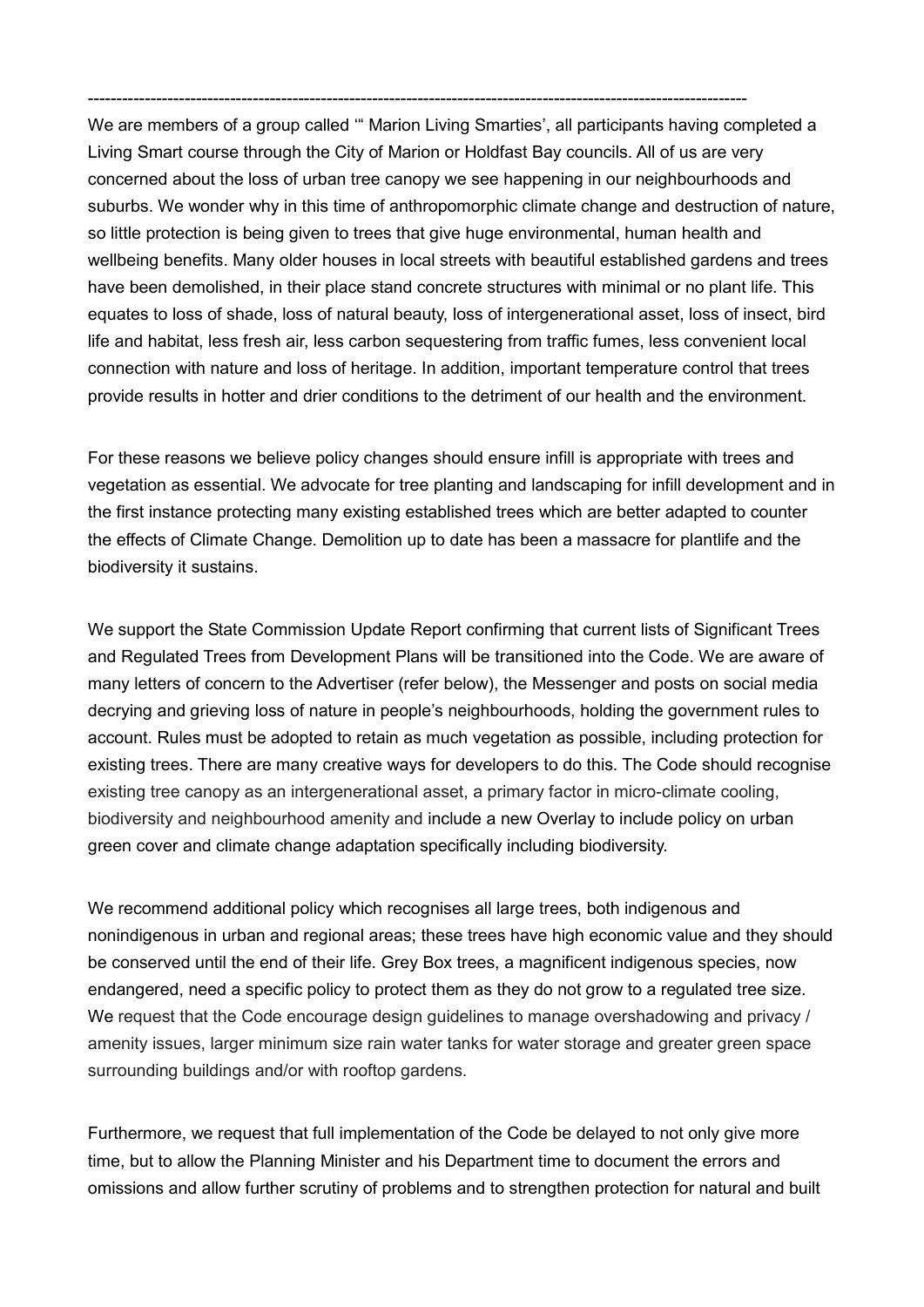---

We are members of a group called '" Marion Living Smarties', all participants having completed a Living Smart course through the City of Marion or Holdfast Bay councils. All of us are very concerned about the loss of urban tree canopy we see happening in our neighbourhoods and suburbs. We wonder why in this time of anthropomorphic climate change and destruction of nature, so little protection is being given to trees that give huge environmental, human health and wellbeing benefits. Many older houses in local streets with beautiful established gardens and trees have been demolished, in their place stand concrete structures with minimal or no plant life. This equates to loss of shade, loss of natural beauty, loss of intergenerational asset, loss of insect, bird life and habitat, less fresh air, less carbon sequestering from traffic fumes, less convenient local connection with nature and loss of heritage. In addition, important temperature control that trees provide results in hotter and drier conditions to the detriment of our health and the environment.

For these reasons we believe policy changes should ensure infill is appropriate with trees and vegetation as essential. We advocate for tree planting and landscaping for infill development and in the first instance protecting many existing established trees which are better adapted to counter the effects of Climate Change. Demolition up to date has been a massacre for plantlife and the biodiversity it sustains.

We support the State Commission Update Report confirming that current lists of Significant Trees and Regulated Trees from Development Plans will be transitioned into the Code. We are aware of many letters of concern to the Advertiser (refer below), the Messenger and posts on social media decrying and grieving loss of nature in people's neighbourhoods, holding the government rules to account. Rules must be adopted to retain as much vegetation as possible, including protection for existing trees. There are many creative ways for developers to do this. The Code should recognise existing tree canopy as an intergenerational asset, a primary factor in micro-climate cooling, biodiversity and neighbourhood amenity and include a new Overlay to include policy on urban green cover and climate change adaptation specifically including biodiversity.

We recommend additional policy which recognises all large trees, both indigenous and nonindigenous in urban and regional areas; these trees have high economic value and they should be conserved until the end of their life. Grey Box trees, a magnificent indigenous species, now endangered, need a specific policy to protect them as they do not grow to a regulated tree size. We request that the Code encourage design guidelines to manage overshadowing and privacy / amenity issues, larger minimum size rain water tanks for water storage and greater green space surrounding buildings and/or with rooftop gardens.

Furthermore, we request that full implementation of the Code be delayed to not only give more time, but to allow the Planning Minister and his Department time to document the errors and omissions and allow further scrutiny of problems and to strengthen protection for natural and built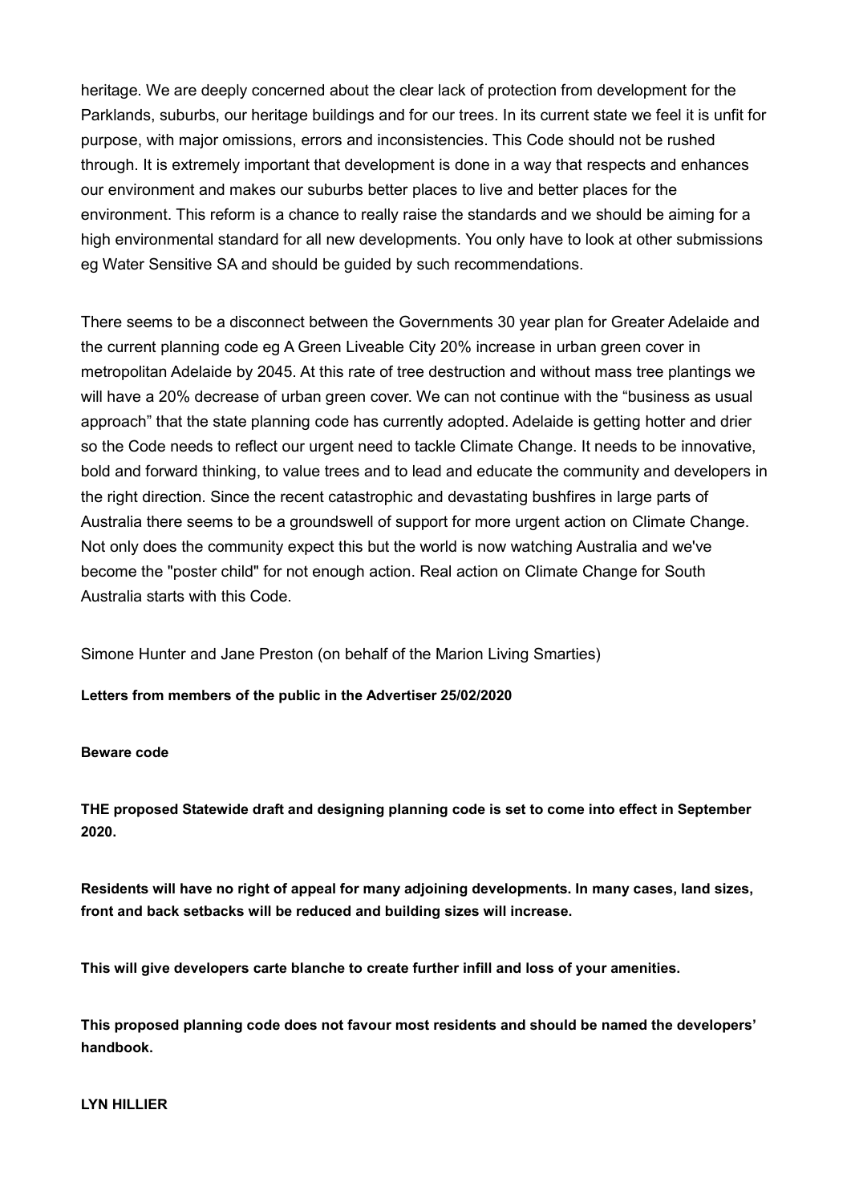heritage. We are deeply concerned about the clear lack of protection from development for the Parklands, suburbs, our heritage buildings and for our trees. In its current state we feel it is unfit for purpose, with major omissions, errors and inconsistencies. This Code should not be rushed through. It is extremely important that development is done in a way that respects and enhances our environment and makes our suburbs better places to live and better places for the environment. This reform is a chance to really raise the standards and we should be aiming for a high environmental standard for all new developments. You only have to look at other submissions eg Water Sensitive SA and should be guided by such recommendations.

There seems to be a disconnect between the Governments 30 year plan for Greater Adelaide and the current planning code eg A Green Liveable City 20% increase in urban green cover in metropolitan Adelaide by 2045. At this rate of tree destruction and without mass tree plantings we will have a 20% decrease of urban green cover. We can not continue with the "business as usual approach" that the state planning code has currently adopted. Adelaide is getting hotter and drier so the Code needs to reflect our urgent need to tackle Climate Change. It needs to be innovative, bold and forward thinking, to value trees and to lead and educate the community and developers in the right direction. Since the recent catastrophic and devastating bushfires in large parts of Australia there seems to be a groundswell of support for more urgent action on Climate Change. Not only does the community expect this but the world is now watching Australia and we've become the "poster child" for not enough action. Real action on Climate Change for South Australia starts with this Code.

Simone Hunter and Jane Preston (on behalf of the Marion Living Smarties)

**Letters from members of the public in the Advertiser 25/02/2020**

**Beware code**

**THE proposed Statewide draft and designing planning code is set to come into effect in September 2020.**

**Residents will have no right of appeal for many adjoining developments. In many cases, land sizes, front and back setbacks will be reduced and building sizes will increase.**

**This will give developers carte blanche to create further infill and loss of your amenities.**

**This proposed planning code does not favour most residents and should be named the developers' handbook.**

**LYN HILLIER**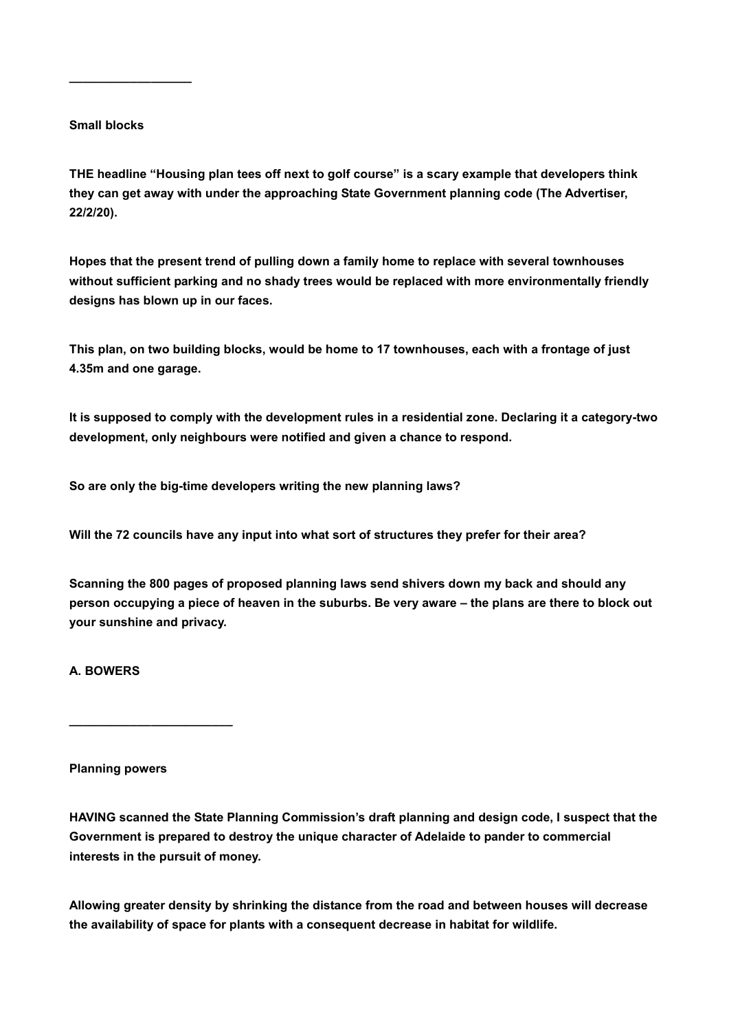———————————

**Small blocks**

**THE headline "Housing plan tees off next to golf course" is a scary example that developers think they can get away with under the approaching State Government planning code (The Advertiser, 22/2/20).**

**Hopes that the present trend of pulling down a family home to replace with several townhouses without sufficient parking and no shady trees would be replaced with more environmentally friendly designs has blown up in our faces.**

**This plan, on two building blocks, would be home to 17 townhouses, each with a frontage of just 4.35m and one garage.**

**It is supposed to comply with the development rules in a residential zone. Declaring it a category-two development, only neighbours were notified and given a chance to respond.**

**So are only the big-time developers writing the new planning laws?**

**Will the 72 councils have any input into what sort of structures they prefer for their area?**

**Scanning the 800 pages of proposed planning laws send shivers down my back and should any person occupying a piece of heaven in the suburbs. Be very aware – the plans are there to block out your sunshine and privacy.**

**A. BOWERS**

———————————————

**Planning powers**

**HAVING scanned the State Planning Commission's draft planning and design code, I suspect that the Government is prepared to destroy the unique character of Adelaide to pander to commercial interests in the pursuit of money.**

**Allowing greater density by shrinking the distance from the road and between houses will decrease the availability of space for plants with a consequent decrease in habitat for wildlife.**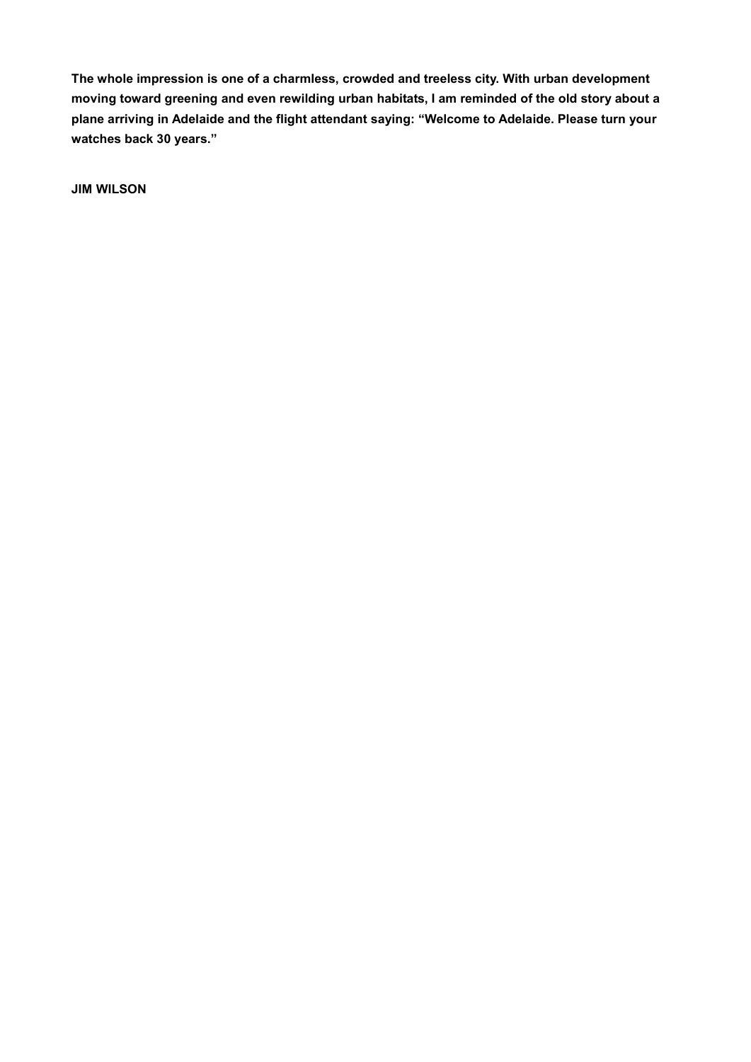**The whole impression is one of a charmless, crowded and treeless city. With urban development moving toward greening and even rewilding urban habitats, I am reminded of the old story about a plane arriving in Adelaide and the flight attendant saying: "Welcome to Adelaide. Please turn your watches back 30 years."**

**JIM WILSON**